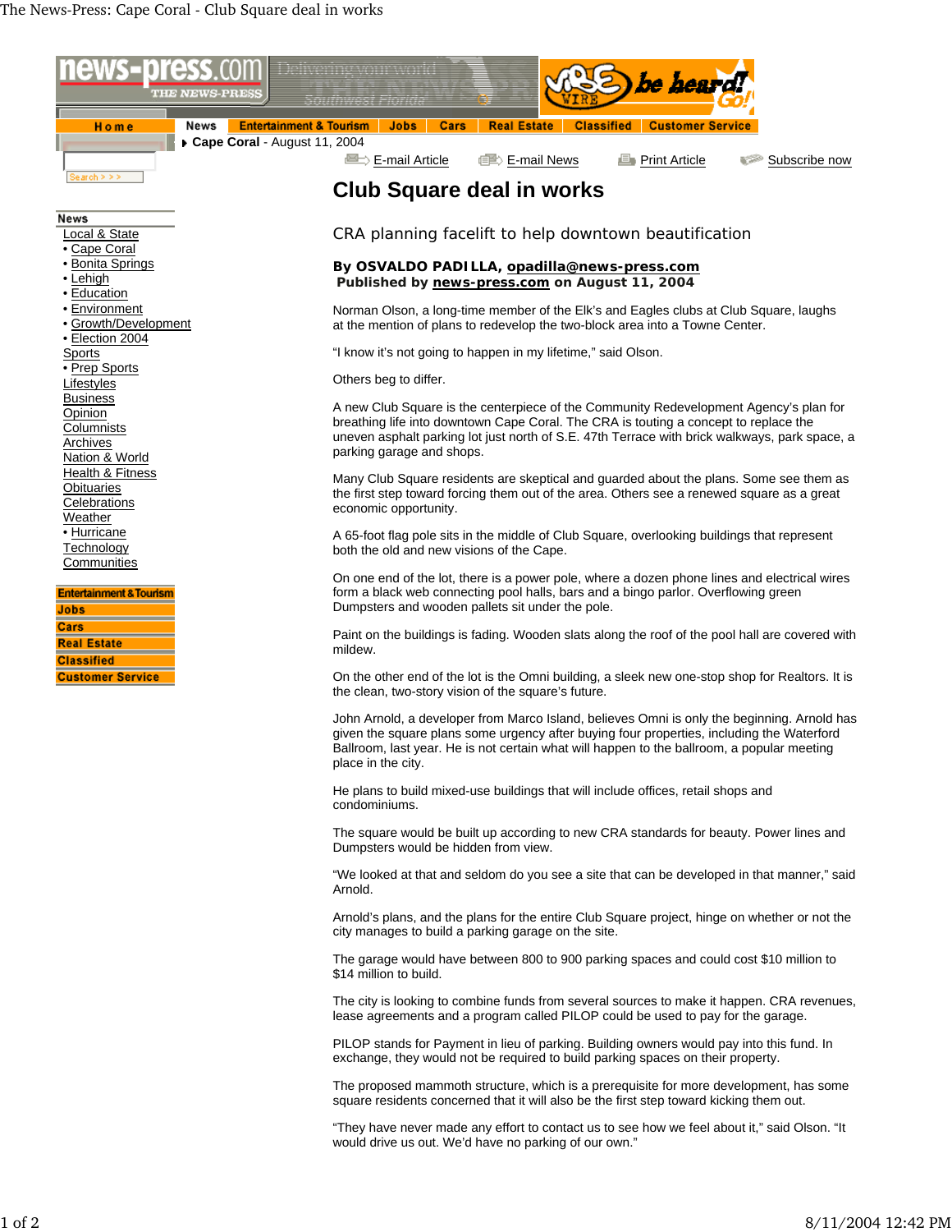# Club Square deal in works

CRA planning facelift to help downtown beautification

**By OSVALDO PADILLA, opadilla@news-press.com**
**Published by news-press.com on August 11, 2004**

Norman Olson, a long-time member of the Elk's and Eagles clubs at Club Square, laughs at the mention of plans to redevelop the two-block area into a Towne Center.

"I know it's not going to happen in my lifetime," said Olson.

Others beg to differ.

A new Club Square is the centerpiece of the Community Redevelopment Agency's plan for breathing life into downtown Cape Coral. The CRA is touting a concept to replace the uneven asphalt parking lot just north of S.E. 47th Terrace with brick walkways, park space, a parking garage and shops.

Many Club Square residents are skeptical and guarded about the plans. Some see them as the first step toward forcing them out of the area. Others see a renewed square as a great economic opportunity.

A 65-foot flag pole sits in the middle of Club Square, overlooking buildings that represent both the old and new visions of the Cape.

On one end of the lot, there is a power pole, where a dozen phone lines and electrical wires form a black web connecting pool halls, bars and a bingo parlor. Overflowing green Dumpsters and wooden pallets sit under the pole.

Paint on the buildings is fading. Wooden slats along the roof of the pool hall are covered with mildew.

On the other end of the lot is the Omni building, a sleek new one-stop shop for Realtors. It is the clean, two-story vision of the square's future.

John Arnold, a developer from Marco Island, believes Omni is only the beginning. Arnold has given the square plans some urgency after buying four properties, including the Waterford Ballroom, last year. He is not certain what will happen to the ballroom, a popular meeting place in the city.

He plans to build mixed-use buildings that will include offices, retail shops and condominiums.

The square would be built up according to new CRA standards for beauty. Power lines and Dumpsters would be hidden from view.

"We looked at that and seldom do you see a site that can be developed in that manner," said Arnold.

Arnold's plans, and the plans for the entire Club Square project, hinge on whether or not the city manages to build a parking garage on the site.

The garage would have between 800 to 900 parking spaces and could cost $10 million to $14 million to build.

The city is looking to combine funds from several sources to make it happen. CRA revenues, lease agreements and a program called PILOP could be used to pay for the garage.

PILOP stands for Payment in lieu of parking. Building owners would pay into this fund. In exchange, they would not be required to build parking spaces on their property.

The proposed mammoth structure, which is a prerequisite for more development, has some square residents concerned that it will also be the first step toward kicking them out.

"They have never made any effort to contact us to see how we feel about it," said Olson. "It would drive us out. We'd have no parking of our own."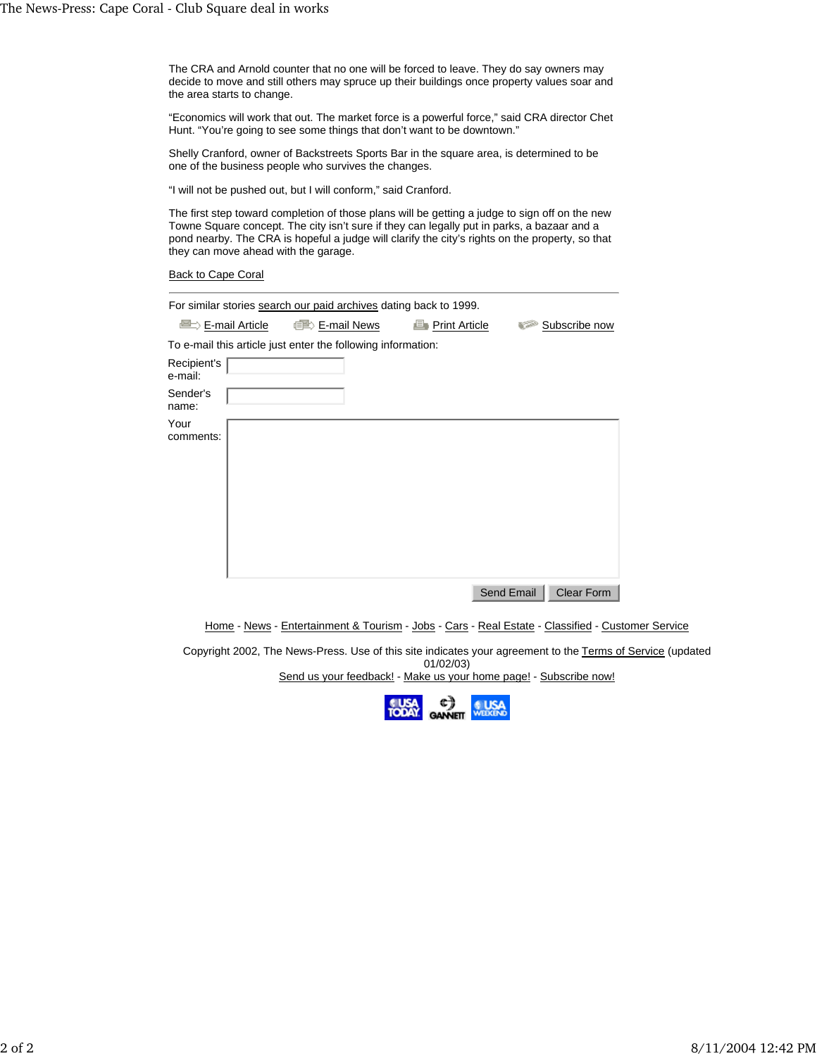The CRA and Arnold counter that no one will be forced to leave. They do say owners may decide to move and still others may spruce up their buildings once property values soar and the area starts to change.

"Economics will work that out. The market force is a powerful force," said CRA director Chet Hunt. "You're going to see some things that don't want to be downtown."

Shelly Cranford, owner of Backstreets Sports Bar in the square area, is determined to be one of the business people who survives the changes.

"I will not be pushed out, but I will conform," said Cranford.

The first step toward completion of those plans will be getting a judge to sign off on the new Towne Square concept. The city isn't sure if they can legally put in parks, a bazaar and a pond nearby. The CRA is hopeful a judge will clarify the city's rights on the property, so that they can move ahead with the garage.

Back to Cape Coral

---

For similar stories search our paid archives dating back to 1999.

E-mail Article | E-mail News | Print Article | Subscribe now

To e-mail this article just enter the following information:

Recipient's e-mail:

Sender's name:

Your comments:

Send Email | Clear Form

Home - News - Entertainment & Tourism - Jobs - Cars - Real Estate - Classified - Customer Service

Copyright 2002, The News-Press. Use of this site indicates your agreement to the Terms of Service (updated 01/02/03)

Send us your feedback! - Make us your home page! - Subscribe now!